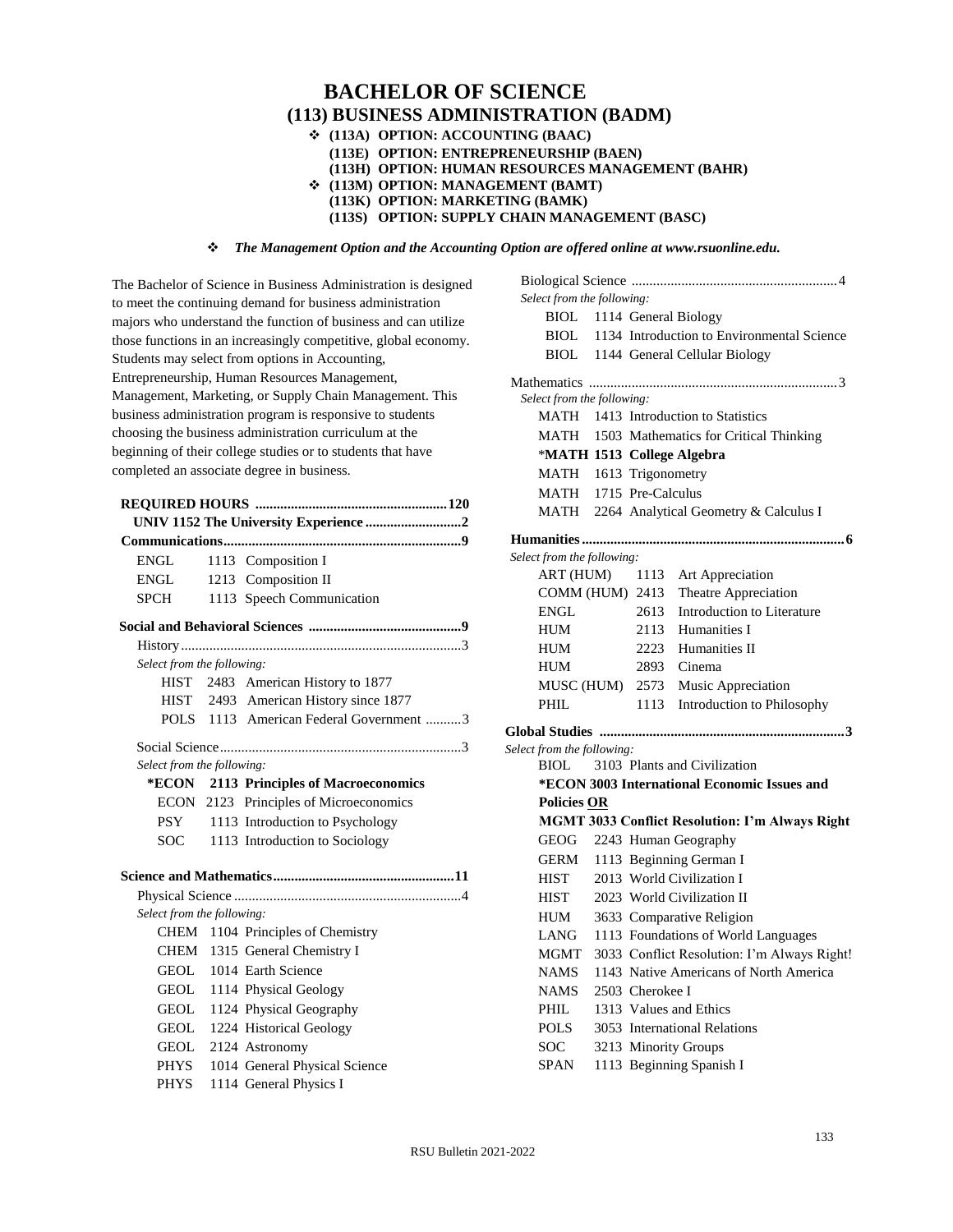# BACHELOR OF SCIENCE
## (113) BUSINESS ADMINISTRATION (BADM)

- ❖ **(113A) OPTION: ACCOUNTING (BAAC)**
- **(113E) OPTION: ENTREPRENEURSHIP (BAEN)**
- **(113H) OPTION: HUMAN RESOURCES MANAGEMENT (BAHR)**
- ❖ **(113M) OPTION: MANAGEMENT (BAMT)**
- **(113K) OPTION: MARKETING (BAMK)**
- **(113S) OPTION: SUPPLY CHAIN MANAGEMENT (BASC)**

❖ ***The Management Option and the Accounting Option are offered online at www.rsuonline.edu.***

The Bachelor of Science in Business Administration is designed to meet the continuing demand for business administration majors who understand the function of business and can utilize those functions in an increasingly competitive, global economy. Students may select from options in Accounting, Entrepreneurship, Human Resources Management, Management, Marketing, or Supply Chain Management. This business administration program is responsive to students choosing the business administration curriculum at the beginning of their college studies or to students that have completed an associate degree in business.

**REQUIRED HOURS ....................................................... 120**

**UNIV 1152 The University Experience ........................... 2**

**Communications ................................................................. 9**

- ENGL 1113 Composition I
- ENGL 1213 Composition II
- SPCH 1113 Speech Communication

**Social and Behavioral Sciences ........................................... 9**

History ............................................................................... 3

*Select from the following:*

- HIST 2483 American History to 1877
- HIST 2493 American History since 1877

POLS 1113 American Federal Government .......... 3

Social Science ...................................................................... 3

*Select from the following:*

- **\*ECON 2113 Principles of Macroeconomics**
- ECON 2123 Principles of Microeconomics
- PSY 1113 Introduction to Psychology
- SOC 1113 Introduction to Sociology

**Science and Mathematics .................................................. 11**

Physical Science ................................................................ 4

*Select from the following:*

- CHEM 1104 Principles of Chemistry
- CHEM 1315 General Chemistry I
- GEOL 1014 Earth Science
- GEOL 1114 Physical Geology
- GEOL 1124 Physical Geography
- GEOL 1224 Historical Geology
- GEOL 2124 Astronomy
- PHYS 1014 General Physical Science
- PHYS 1114 General Physics I

Biological Science ............................................................ 4

*Select from the following:*

- BIOL 1114 General Biology
- BIOL 1134 Introduction to Environmental Science
- BIOL 1144 General Cellular Biology

Mathematics ...................................................................... 3

*Select from the following:*

- MATH 1413 Introduction to Statistics
- MATH 1503 Mathematics for Critical Thinking
- **\*MATH 1513 College Algebra**
- MATH 1613 Trigonometry
- MATH 1715 Pre-Calculus
- MATH 2264 Analytical Geometry & Calculus I

**Humanities ........................................................................... 6**

*Select from the following:*

- ART (HUM) 1113 Art Appreciation
- COMM (HUM) 2413 Theatre Appreciation
- ENGL 2613 Introduction to Literature
- HUM 2113 Humanities I
- HUM 2223 Humanities II
- HUM 2893 Cinema
- MUSC (HUM) 2573 Music Appreciation
- PHIL 1113 Introduction to Philosophy

**Global Studies ...................................................................... 3**

*Select from the following:*

- BIOL 3103 Plants and Civilization
- **\*ECON 3003 International Economic Issues and Policies <u>OR</u>**
  **MGMT 3033 Conflict Resolution: I'm Always Right**
- GEOG 2243 Human Geography
- GERM 1113 Beginning German I
- HIST 2013 World Civilization I
- HIST 2023 World Civilization II
- HUM 3633 Comparative Religion
- LANG 1113 Foundations of World Languages
- MGMT 3033 Conflict Resolution: I'm Always Right!
- NAMS 1143 Native Americans of North America
- NAMS 2503 Cherokee I
- PHIL 1313 Values and Ethics
- POLS 3053 International Relations
- SOC 3213 Minority Groups
- SPAN 1113 Beginning Spanish I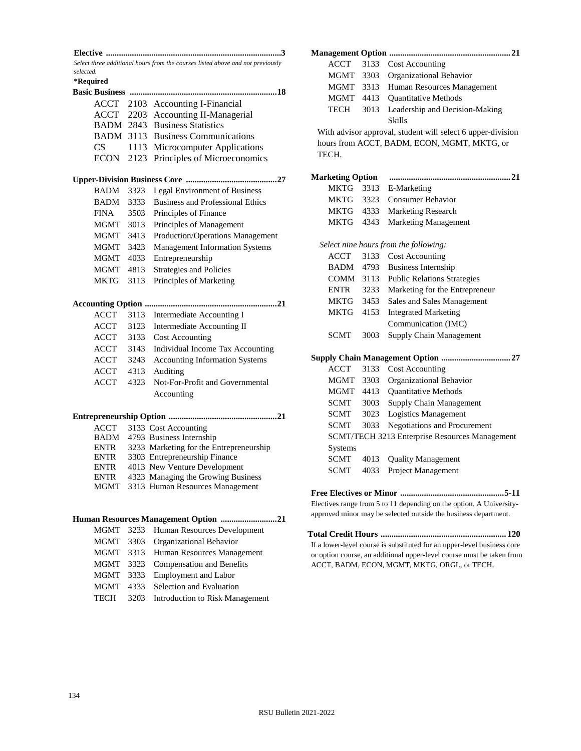**Elective ................................................................................3**

*Select three additional hours from the courses listed above and not previously selected.*

**\*Required**

**Basic Business ..................................................................18**

| | | |
|---|---|---|
| ACCT | 2103 | Accounting I-Financial |
| ACCT | 2203 | Accounting II-Managerial |
| BADM | 2843 | Business Statistics |
| BADM | 3113 | Business Communications |
| CS | 1113 | Microcomputer Applications |
| ECON | 2123 | Principles of Microeconomics |

**Upper-Division Business Core ..........................................27**

| | | |
|---|---|---|
| BADM | 3323 | Legal Environment of Business |
| BADM | 3333 | Business and Professional Ethics |
| FINA | 3503 | Principles of Finance |
| MGMT | 3013 | Principles of Management |
| MGMT | 3413 | Production/Operations Management |
| MGMT | 3423 | Management Information Systems |
| MGMT | 4033 | Entrepreneurship |
| MGMT | 4813 | Strategies and Policies |
| MKTG | 3113 | Principles of Marketing |

**Accounting Option ............................................................21**

| | | |
|---|---|---|
| ACCT | 3113 | Intermediate Accounting I |
| ACCT | 3123 | Intermediate Accounting II |
| ACCT | 3133 | Cost Accounting |
| ACCT | 3143 | Individual Income Tax Accounting |
| ACCT | 3243 | Accounting Information Systems |
| ACCT | 4313 | Auditing |
| ACCT | 4323 | Not-For-Profit and Governmental Accounting |

**Entrepreneurship Option .................................................21**

| | | |
|---|---|---|
| ACCT | 3133 | Cost Accounting |
| BADM | 4793 | Business Internship |
| ENTR | 3233 | Marketing for the Entrepreneurship |
| ENTR | 3303 | Entrepreneurship Finance |
| ENTR | 4013 | New Venture Development |
| ENTR | 4323 | Managing the Growing Business |
| MGMT | 3313 | Human Resources Management |

**Human Resources Management Option ..........................21**

| | | |
|---|---|---|
| MGMT | 3233 | Human Resources Development |
| MGMT | 3303 | Organizational Behavior |
| MGMT | 3313 | Human Resources Management |
| MGMT | 3323 | Compensation and Benefits |
| MGMT | 3333 | Employment and Labor |
| MGMT | 4333 | Selection and Evaluation |
| TECH | 3203 | Introduction to Risk Management |

**Management Option .......................................................21**

| | | |
|---|---|---|
| ACCT | 3133 | Cost Accounting |
| MGMT | 3303 | Organizational Behavior |
| MGMT | 3313 | Human Resources Management |
| MGMT | 4413 | Quantitative Methods |
| TECH | 3013 | Leadership and Decision-Making Skills |

With advisor approval, student will select 6 upper-division hours from ACCT, BADM, ECON, MGMT, MKTG, or TECH.

**Marketing Option .......................................................21**

| | | |
|---|---|---|
| MKTG | 3313 | E-Marketing |
| MKTG | 3323 | Consumer Behavior |
| MKTG | 4333 | Marketing Research |
| MKTG | 4343 | Marketing Management |

*Select nine hours from the following:*

| | | |
|---|---|---|
| ACCT | 3133 | Cost Accounting |
| BADM | 4793 | Business Internship |
| COMM | 3113 | Public Relations Strategies |
| ENTR | 3233 | Marketing for the Entrepreneur |
| MKTG | 3453 | Sales and Sales Management |
| MKTG | 4153 | Integrated Marketing Communication (IMC) |
| SCMT | 3003 | Supply Chain Management |

**Supply Chain Management Option ................................27**

| | | |
|---|---|---|
| ACCT | 3133 | Cost Accounting |
| MGMT | 3303 | Organizational Behavior |
| MGMT | 4413 | Quantitative Methods |
| SCMT | 3003 | Supply Chain Management |
| SCMT | 3023 | Logistics Management |
| SCMT | 3033 | Negotiations and Procurement |
| SCMT/TECH | 3213 | Enterprise Resources Management Systems |
| SCMT | 4013 | Quality Management |
| SCMT | 4033 | Project Management |

**Free Electives or Minor ................................................5-11**

Electives range from 5 to 11 depending on the option. A University-approved minor may be selected outside the business department.

**Total Credit Hours .........................................................120**

If a lower-level course is substituted for an upper-level business core or option course, an additional upper-level course must be taken from ACCT, BADM, ECON, MGMT, MKTG, ORGL, or TECH.